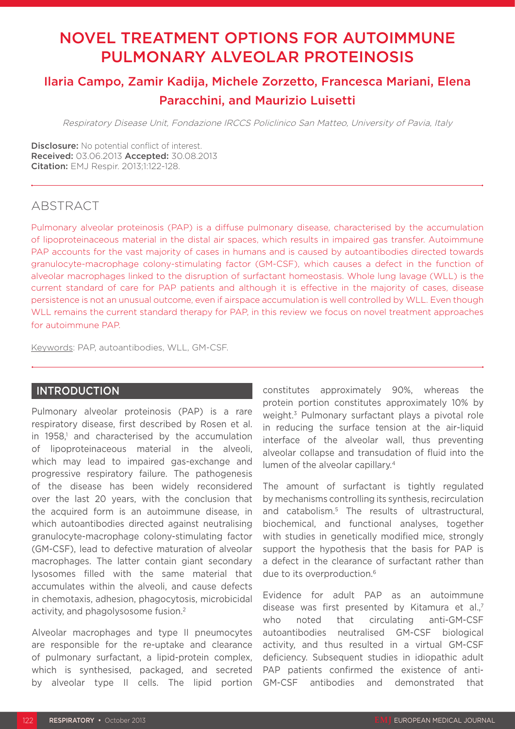# NOVEL TREATMENT OPTIONS FOR AUTOIMMUNE PULMONARY ALVEOLAR PROTEINOSIS

## Ilaria Campo, Zamir Kadija, Michele Zorzetto, Francesca Mariani, Elena Paracchini, and Maurizio Luisetti

*Respiratory Disease Unit, Fondazione IRCCS Policlinico San Matteo, University of Pavia, Italy*

**Disclosure:** No potential conflict of interest.
**Received:** 03.06.2013 **Accepted:** 30.08.2013
**Citation:** EMJ Respir. 2013;1:122-128.

## ABSTRACT

Pulmonary alveolar proteinosis (PAP) is a diffuse pulmonary disease, characterised by the accumulation of lipoproteinaceous material in the distal air spaces, which results in impaired gas transfer. Autoimmune PAP accounts for the vast majority of cases in humans and is caused by autoantibodies directed towards granulocyte-macrophage colony-stimulating factor (GM-CSF), which causes a defect in the function of alveolar macrophages linked to the disruption of surfactant homeostasis. Whole lung lavage (WLL) is the current standard of care for PAP patients and although it is effective in the majority of cases, disease persistence is not an unusual outcome, even if airspace accumulation is well controlled by WLL. Even though WLL remains the current standard therapy for PAP, in this review we focus on novel treatment approaches for autoimmune PAP.

Keywords: PAP, autoantibodies, WLL, GM-CSF.

## INTRODUCTION

Pulmonary alveolar proteinosis (PAP) is a rare respiratory disease, first described by Rosen et al. in 1958,[1] and characterised by the accumulation of lipoproteinaceous material in the alveoli, which may lead to impaired gas-exchange and progressive respiratory failure. The pathogenesis of the disease has been widely reconsidered over the last 20 years, with the conclusion that the acquired form is an autoimmune disease, in which autoantibodies directed against neutralising granulocyte-macrophage colony-stimulating factor (GM-CSF), lead to defective maturation of alveolar macrophages. The latter contain giant secondary lysosomes filled with the same material that accumulates within the alveoli, and cause defects in chemotaxis, adhesion, phagocytosis, microbicidal activity, and phagolysosome fusion.[2]

Alveolar macrophages and type II pneumocytes are responsible for the re-uptake and clearance of pulmonary surfactant, a lipid-protein complex, which is synthesised, packaged, and secreted by alveolar type II cells. The lipid portion constitutes approximately 90%, whereas the protein portion constitutes approximately 10% by weight.[3] Pulmonary surfactant plays a pivotal role in reducing the surface tension at the air-liquid interface of the alveolar wall, thus preventing alveolar collapse and transudation of fluid into the lumen of the alveolar capillary.[4]

The amount of surfactant is tightly regulated by mechanisms controlling its synthesis, recirculation and catabolism.[5] The results of ultrastructural, biochemical, and functional analyses, together with studies in genetically modified mice, strongly support the hypothesis that the basis for PAP is a defect in the clearance of surfactant rather than due to its overproduction.[6]

Evidence for adult PAP as an autoimmune disease was first presented by Kitamura et al.,[7] who noted that circulating anti-GM-CSF autoantibodies neutralised GM-CSF biological activity, and thus resulted in a virtual GM-CSF deficiency. Subsequent studies in idiopathic adult PAP patients confirmed the existence of anti-GM-CSF antibodies and demonstrated that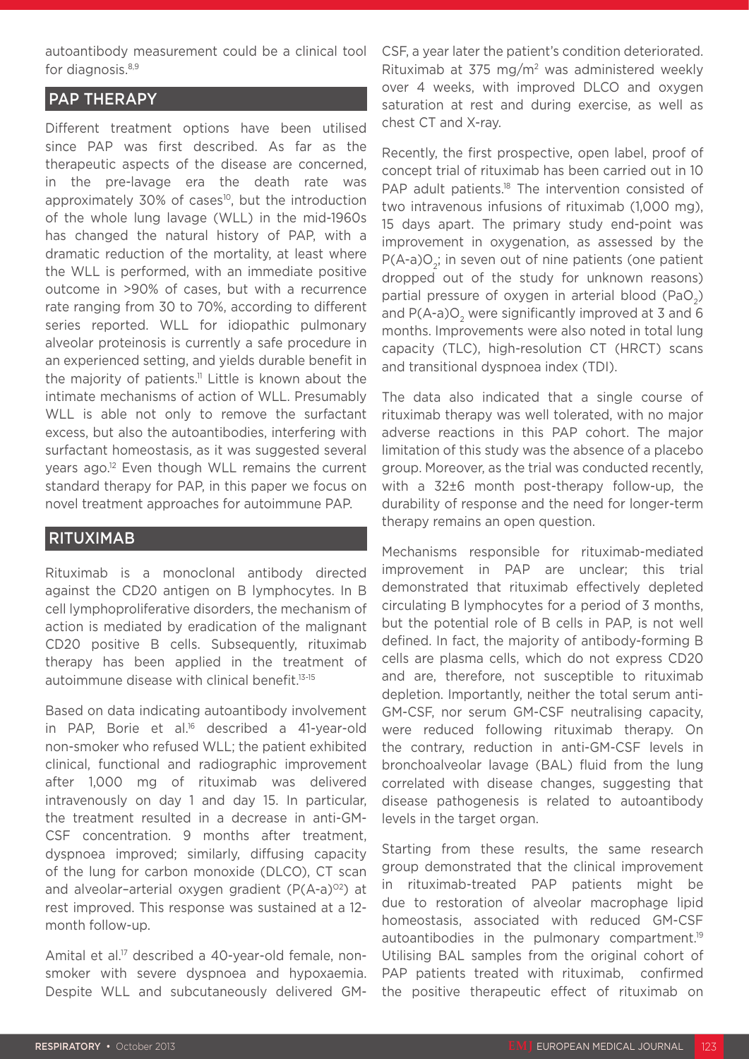autoantibody measurement could be a clinical tool for diagnosis.[8,9]

## PAP THERAPY

Different treatment options have been utilised since PAP was first described. As far as the therapeutic aspects of the disease are concerned, in the pre-lavage era the death rate was approximately 30% of cases[10], but the introduction of the whole lung lavage (WLL) in the mid-1960s has changed the natural history of PAP, with a dramatic reduction of the mortality, at least where the WLL is performed, with an immediate positive outcome in >90% of cases, but with a recurrence rate ranging from 30 to 70%, according to different series reported. WLL for idiopathic pulmonary alveolar proteinosis is currently a safe procedure in an experienced setting, and yields durable benefit in the majority of patients.[11] Little is known about the intimate mechanisms of action of WLL. Presumably WLL is able not only to remove the surfactant excess, but also the autoantibodies, interfering with surfactant homeostasis, as it was suggested several years ago.[12] Even though WLL remains the current standard therapy for PAP, in this paper we focus on novel treatment approaches for autoimmune PAP.

## RITUXIMAB

Rituximab is a monoclonal antibody directed against the CD20 antigen on B lymphocytes. In B cell lymphoproliferative disorders, the mechanism of action is mediated by eradication of the malignant CD20 positive B cells. Subsequently, rituximab therapy has been applied in the treatment of autoimmune disease with clinical benefit.[13-15]

Based on data indicating autoantibody involvement in PAP, Borie et al.[16] described a 41-year-old non-smoker who refused WLL; the patient exhibited clinical, functional and radiographic improvement after 1,000 mg of rituximab was delivered intravenously on day 1 and day 15. In particular, the treatment resulted in a decrease in anti-GM-CSF concentration. 9 months after treatment, dyspnoea improved; similarly, diffusing capacity of the lung for carbon monoxide (DLCO), CT scan and alveolar–arterial oxygen gradient ($P(A\text{-}a)^{O2}$) at rest improved. This response was sustained at a 12-month follow-up.

Amital et al.[17] described a 40-year-old female, non-smoker with severe dyspnoea and hypoxaemia. Despite WLL and subcutaneously delivered GM-CSF, a year later the patient's condition deteriorated. Rituximab at 375 mg/m$^2$ was administered weekly over 4 weeks, with improved DLCO and oxygen saturation at rest and during exercise, as well as chest CT and X-ray.

Recently, the first prospective, open label, proof of concept trial of rituximab has been carried out in 10 PAP adult patients.[18] The intervention consisted of two intravenous infusions of rituximab (1,000 mg), 15 days apart. The primary study end-point was improvement in oxygenation, as assessed by the $P(A\text{-}a)O_2$; in seven out of nine patients (one patient dropped out of the study for unknown reasons) partial pressure of oxygen in arterial blood ($PaO_2$) and $P(A\text{-}a)O_2$ were significantly improved at 3 and 6 months. Improvements were also noted in total lung capacity (TLC), high-resolution CT (HRCT) scans and transitional dyspnoea index (TDI).

The data also indicated that a single course of rituximab therapy was well tolerated, with no major adverse reactions in this PAP cohort. The major limitation of this study was the absence of a placebo group. Moreover, as the trial was conducted recently, with a 32±6 month post-therapy follow-up, the durability of response and the need for longer-term therapy remains an open question.

Mechanisms responsible for rituximab-mediated improvement in PAP are unclear; this trial demonstrated that rituximab effectively depleted circulating B lymphocytes for a period of 3 months, but the potential role of B cells in PAP, is not well defined. In fact, the majority of antibody-forming B cells are plasma cells, which do not express CD20 and are, therefore, not susceptible to rituximab depletion. Importantly, neither the total serum anti-GM-CSF, nor serum GM-CSF neutralising capacity, were reduced following rituximab therapy. On the contrary, reduction in anti-GM-CSF levels in bronchoalveolar lavage (BAL) fluid from the lung correlated with disease changes, suggesting that disease pathogenesis is related to autoantibody levels in the target organ.

Starting from these results, the same research group demonstrated that the clinical improvement in rituximab-treated PAP patients might be due to restoration of alveolar macrophage lipid homeostasis, associated with reduced GM-CSF autoantibodies in the pulmonary compartment.[19] Utilising BAL samples from the original cohort of PAP patients treated with rituximab, confirmed the positive therapeutic effect of rituximab on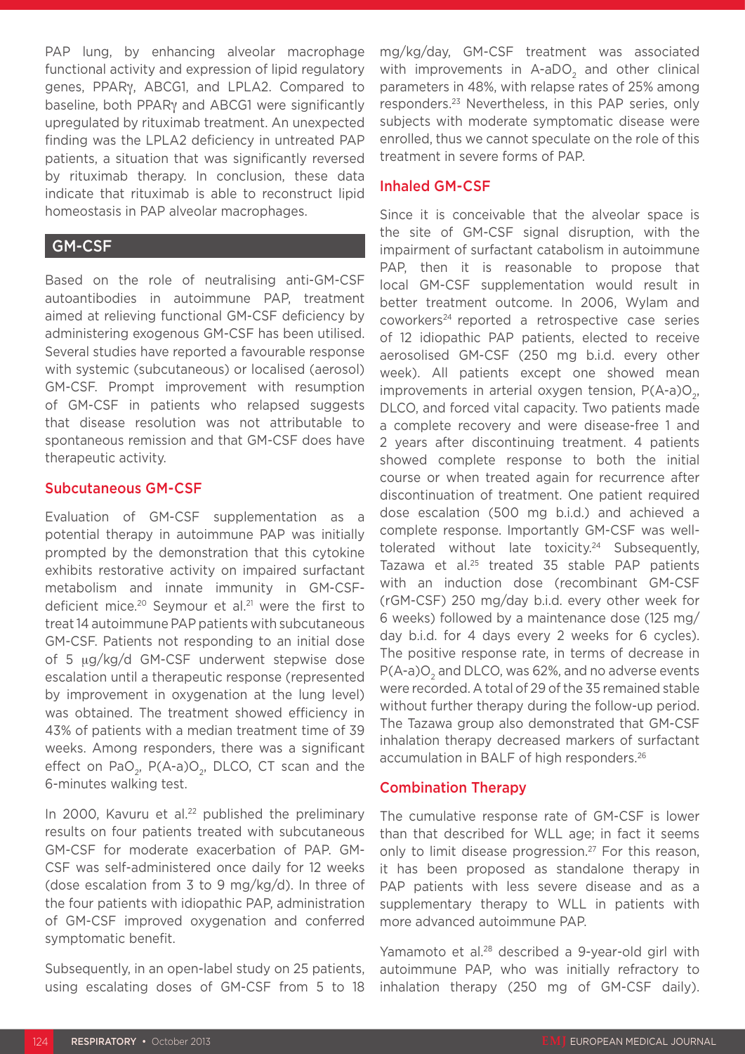PAP lung, by enhancing alveolar macrophage functional activity and expression of lipid regulatory genes, PPARγ, ABCG1, and LPLA2. Compared to baseline, both PPARγ and ABCG1 were significantly upregulated by rituximab treatment. An unexpected finding was the LPLA2 deficiency in untreated PAP patients, a situation that was significantly reversed by rituximab therapy. In conclusion, these data indicate that rituximab is able to reconstruct lipid homeostasis in PAP alveolar macrophages.

## GM-CSF

Based on the role of neutralising anti-GM-CSF autoantibodies in autoimmune PAP, treatment aimed at relieving functional GM-CSF deficiency by administering exogenous GM-CSF has been utilised. Several studies have reported a favourable response with systemic (subcutaneous) or localised (aerosol) GM-CSF. Prompt improvement with resumption of GM-CSF in patients who relapsed suggests that disease resolution was not attributable to spontaneous remission and that GM-CSF does have therapeutic activity.

### Subcutaneous GM-CSF

Evaluation of GM-CSF supplementation as a potential therapy in autoimmune PAP was initially prompted by the demonstration that this cytokine exhibits restorative activity on impaired surfactant metabolism and innate immunity in GM-CSF-deficient mice.[20] Seymour et al.[21] were the first to treat 14 autoimmune PAP patients with subcutaneous GM-CSF. Patients not responding to an initial dose of 5 μg/kg/d GM-CSF underwent stepwise dose escalation until a therapeutic response (represented by improvement in oxygenation at the lung level) was obtained. The treatment showed efficiency in 43% of patients with a median treatment time of 39 weeks. Among responders, there was a significant effect on $PaO_2$, $P(A\text{-}a)O_2$, DLCO, CT scan and the 6-minutes walking test.

In 2000, Kavuru et al.[22] published the preliminary results on four patients treated with subcutaneous GM-CSF for moderate exacerbation of PAP. GM-CSF was self-administered once daily for 12 weeks (dose escalation from 3 to 9 mg/kg/d). In three of the four patients with idiopathic PAP, administration of GM-CSF improved oxygenation and conferred symptomatic benefit.

Subsequently, in an open-label study on 25 patients, using escalating doses of GM-CSF from 5 to 18 mg/kg/day, GM-CSF treatment was associated with improvements in $A\text{-}aDO_2$ and other clinical parameters in 48%, with relapse rates of 25% among responders.[23] Nevertheless, in this PAP series, only subjects with moderate symptomatic disease were enrolled, thus we cannot speculate on the role of this treatment in severe forms of PAP.

### Inhaled GM-CSF

Since it is conceivable that the alveolar space is the site of GM-CSF signal disruption, with the impairment of surfactant catabolism in autoimmune PAP, then it is reasonable to propose that local GM-CSF supplementation would result in better treatment outcome. In 2006, Wylam and coworkers[24] reported a retrospective case series of 12 idiopathic PAP patients, elected to receive aerosolised GM-CSF (250 mg b.i.d. every other week). All patients except one showed mean improvements in arterial oxygen tension, $P(A\text{-}a)O_2$, DLCO, and forced vital capacity. Two patients made a complete recovery and were disease-free 1 and 2 years after discontinuing treatment. 4 patients showed complete response to both the initial course or when treated again for recurrence after discontinuation of treatment. One patient required dose escalation (500 mg b.i.d.) and achieved a complete response. Importantly GM-CSF was well-tolerated without late toxicity.[24] Subsequently, Tazawa et al.[25] treated 35 stable PAP patients with an induction dose (recombinant GM-CSF (rGM-CSF) 250 mg/day b.i.d. every other week for 6 weeks) followed by a maintenance dose (125 mg/day b.i.d. for 4 days every 2 weeks for 6 cycles). The positive response rate, in terms of decrease in $P(A\text{-}a)O_2$ and DLCO, was 62%, and no adverse events were recorded. A total of 29 of the 35 remained stable without further therapy during the follow-up period. The Tazawa group also demonstrated that GM-CSF inhalation therapy decreased markers of surfactant accumulation in BALF of high responders.[26]

### Combination Therapy

The cumulative response rate of GM-CSF is lower than that described for WLL age; in fact it seems only to limit disease progression.[27] For this reason, it has been proposed as standalone therapy in PAP patients with less severe disease and as a supplementary therapy to WLL in patients with more advanced autoimmune PAP.

Yamamoto et al.[28] described a 9-year-old girl with autoimmune PAP, who was initially refractory to inhalation therapy (250 mg of GM-CSF daily).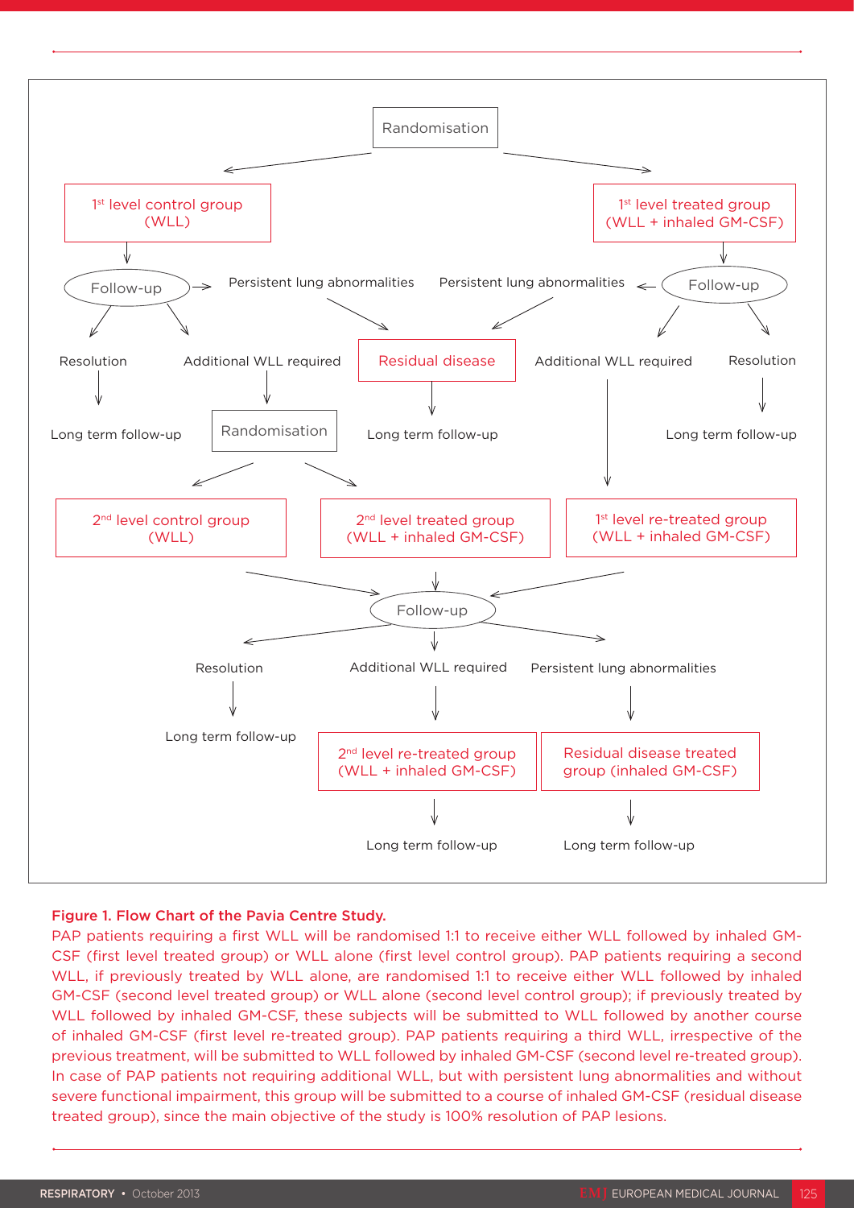Randomisation

- **1st level control group (WLL)**
  - Follow-up
    - Resolution → Long term follow-up
    - Additional WLL required → Randomisation
      - 2nd level control group (WLL)
      - 2nd level treated group (WLL + inhaled GM-CSF)
    - Persistent lung abnormalities → Residual disease → Long term follow-up
- **1st level treated group (WLL + inhaled GM-CSF)**
  - Follow-up
    - Persistent lung abnormalities → Residual disease → Long term follow-up
    - Additional WLL required → 1st level re-treated group (WLL + inhaled GM-CSF)
    - Resolution → Long term follow-up

2nd level control group (WLL) / 2nd level treated group (WLL + inhaled GM-CSF) / 1st level re-treated group (WLL + inhaled GM-CSF) → Follow-up

- Resolution → Long term follow-up
- Additional WLL required → 2nd level re-treated group (WLL + inhaled GM-CSF) → Long term follow-up
- Persistent lung abnormalities → Residual disease treated group (inhaled GM-CSF) → Long term follow-up

**Figure 1. Flow Chart of the Pavia Centre Study.**

PAP patients requiring a first WLL will be randomised 1:1 to receive either WLL followed by inhaled GM-CSF (first level treated group) or WLL alone (first level control group). PAP patients requiring a second WLL, if previously treated by WLL alone, are randomised 1:1 to receive either WLL followed by inhaled GM-CSF (second level treated group) or WLL alone (second level control group); if previously treated by WLL followed by inhaled GM-CSF, these subjects will be submitted to WLL followed by another course of inhaled GM-CSF (first level re-treated group). PAP patients requiring a third WLL, irrespective of the previous treatment, will be submitted to WLL followed by inhaled GM-CSF (second level re-treated group). In case of PAP patients not requiring additional WLL, but with persistent lung abnormalities and without severe functional impairment, this group will be submitted to a course of inhaled GM-CSF (residual disease treated group), since the main objective of the study is 100% resolution of PAP lesions.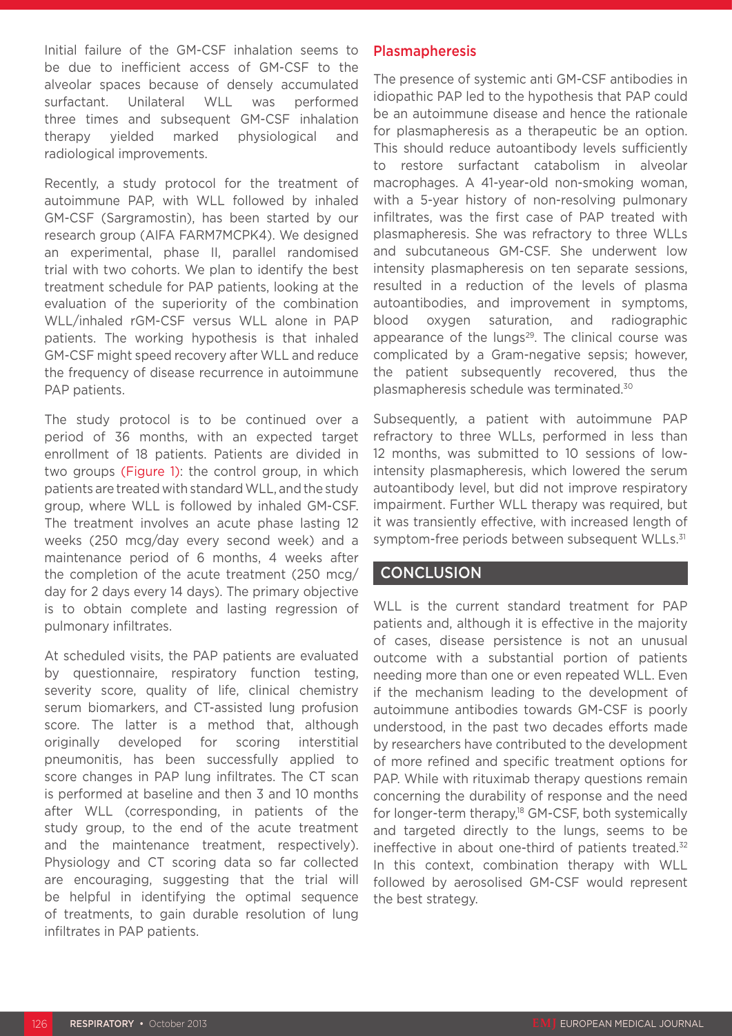Initial failure of the GM-CSF inhalation seems to be due to inefficient access of GM-CSF to the alveolar spaces because of densely accumulated surfactant. Unilateral WLL was performed three times and subsequent GM-CSF inhalation therapy yielded marked physiological and radiological improvements.

Recently, a study protocol for the treatment of autoimmune PAP, with WLL followed by inhaled GM-CSF (Sargramostin), has been started by our research group (AIFA FARM7MCPK4). We designed an experimental, phase II, parallel randomised trial with two cohorts. We plan to identify the best treatment schedule for PAP patients, looking at the evaluation of the superiority of the combination WLL/inhaled rGM-CSF versus WLL alone in PAP patients. The working hypothesis is that inhaled GM-CSF might speed recovery after WLL and reduce the frequency of disease recurrence in autoimmune PAP patients.

The study protocol is to be continued over a period of 36 months, with an expected target enrollment of 18 patients. Patients are divided in two groups (Figure 1): the control group, in which patients are treated with standard WLL, and the study group, where WLL is followed by inhaled GM-CSF. The treatment involves an acute phase lasting 12 weeks (250 mcg/day every second week) and a maintenance period of 6 months, 4 weeks after the completion of the acute treatment (250 mcg/day for 2 days every 14 days). The primary objective is to obtain complete and lasting regression of pulmonary infiltrates.

At scheduled visits, the PAP patients are evaluated by questionnaire, respiratory function testing, severity score, quality of life, clinical chemistry serum biomarkers, and CT-assisted lung profusion score. The latter is a method that, although originally developed for scoring interstitial pneumonitis, has been successfully applied to score changes in PAP lung infiltrates. The CT scan is performed at baseline and then 3 and 10 months after WLL (corresponding, in patients of the study group, to the end of the acute treatment and the maintenance treatment, respectively). Physiology and CT scoring data so far collected are encouraging, suggesting that the trial will be helpful in identifying the optimal sequence of treatments, to gain durable resolution of lung infiltrates in PAP patients.

### Plasmapheresis

The presence of systemic anti GM-CSF antibodies in idiopathic PAP led to the hypothesis that PAP could be an autoimmune disease and hence the rationale for plasmapheresis as a therapeutic be an option. This should reduce autoantibody levels sufficiently to restore surfactant catabolism in alveolar macrophages. A 41-year-old non-smoking woman, with a 5-year history of non-resolving pulmonary infiltrates, was the first case of PAP treated with plasmapheresis. She was refractory to three WLLs and subcutaneous GM-CSF. She underwent low intensity plasmapheresis on ten separate sessions, resulted in a reduction of the levels of plasma autoantibodies, and improvement in symptoms, blood oxygen saturation, and radiographic appearance of the lungs[29]. The clinical course was complicated by a Gram-negative sepsis; however, the patient subsequently recovered, thus the plasmapheresis schedule was terminated.[30]

Subsequently, a patient with autoimmune PAP refractory to three WLLs, performed in less than 12 months, was submitted to 10 sessions of low-intensity plasmapheresis, which lowered the serum autoantibody level, but did not improve respiratory impairment. Further WLL therapy was required, but it was transiently effective, with increased length of symptom-free periods between subsequent WLLs.[31]

## CONCLUSION

WLL is the current standard treatment for PAP patients and, although it is effective in the majority of cases, disease persistence is not an unusual outcome with a substantial portion of patients needing more than one or even repeated WLL. Even if the mechanism leading to the development of autoimmune antibodies towards GM-CSF is poorly understood, in the past two decades efforts made by researchers have contributed to the development of more refined and specific treatment options for PAP. While with rituximab therapy questions remain concerning the durability of response and the need for longer-term therapy,[18] GM-CSF, both systemically and targeted directly to the lungs, seems to be ineffective in about one-third of patients treated.[32] In this context, combination therapy with WLL followed by aerosolised GM-CSF would represent the best strategy.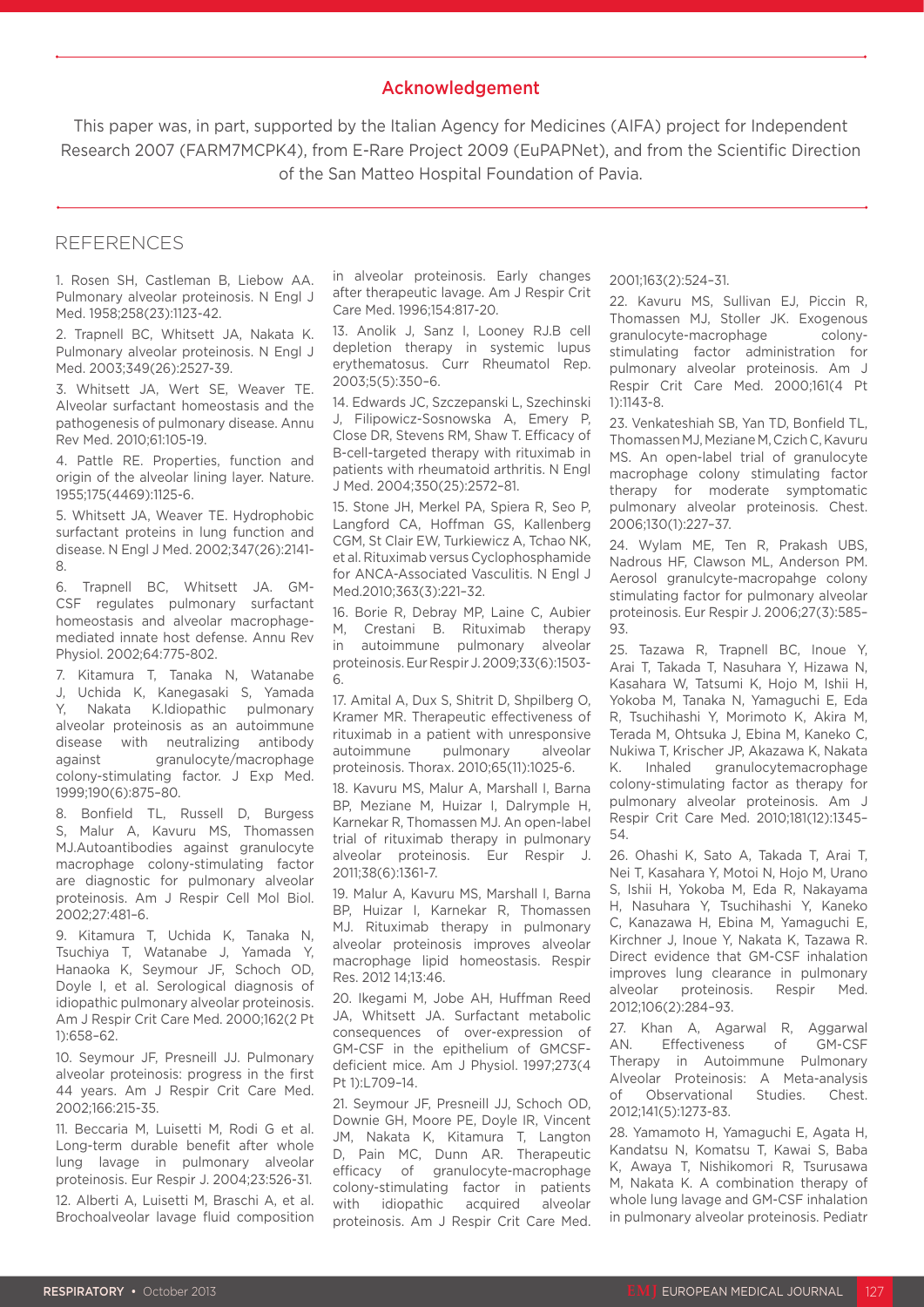## Acknowledgement

This paper was, in part, supported by the Italian Agency for Medicines (AIFA) project for Independent Research 2007 (FARM7MCPK4), from E-Rare Project 2009 (EuPAPNet), and from the Scientific Direction of the San Matteo Hospital Foundation of Pavia.

## REFERENCES

1. Rosen SH, Castleman B, Liebow AA. Pulmonary alveolar proteinosis. N Engl J Med. 1958;258(23):1123-42.

2. Trapnell BC, Whitsett JA, Nakata K. Pulmonary alveolar proteinosis. N Engl J Med. 2003;349(26):2527-39.

3. Whitsett JA, Wert SE, Weaver TE. Alveolar surfactant homeostasis and the pathogenesis of pulmonary disease. Annu Rev Med. 2010;61:105-19.

4. Pattle RE. Properties, function and origin of the alveolar lining layer. Nature. 1955;175(4469):1125-6.

5. Whitsett JA, Weaver TE. Hydrophobic surfactant proteins in lung function and disease. N Engl J Med. 2002;347(26):2141-8.

6. Trapnell BC, Whitsett JA. GM-CSF regulates pulmonary surfactant homeostasis and alveolar macrophage-mediated innate host defense. Annu Rev Physiol. 2002;64:775-802.

7. Kitamura T, Tanaka N, Watanabe J, Uchida K, Kanegasaki S, Yamada Y, Nakata K.Idiopathic pulmonary alveolar proteinosis as an autoimmune disease with neutralizing antibody against granulocyte/macrophage colony-stimulating factor. J Exp Med. 1999;190(6):875–80.

8. Bonfield TL, Russell D, Burgess S, Malur A, Kavuru MS, Thomassen MJ.Autoantibodies against granulocyte macrophage colony-stimulating factor are diagnostic for pulmonary alveolar proteinosis. Am J Respir Cell Mol Biol. 2002;27:481–6.

9. Kitamura T, Uchida K, Tanaka N, Tsuchiya T, Watanabe J, Yamada Y, Hanaoka K, Seymour JF, Schoch OD, Doyle I, et al. Serological diagnosis of idiopathic pulmonary alveolar proteinosis. Am J Respir Crit Care Med. 2000;162(2 Pt 1):658–62.

10. Seymour JF, Presneill JJ. Pulmonary alveolar proteinosis: progress in the first 44 years. Am J Respir Crit Care Med. 2002;166:215-35.

11. Beccaria M, Luisetti M, Rodi G et al. Long-term durable benefit after whole lung lavage in pulmonary alveolar proteinosis. Eur Respir J. 2004;23:526-31.

12. Alberti A, Luisetti M, Braschi A, et al. Brochoalveolar lavage fluid composition in alveolar proteinosis. Early changes after therapeutic lavage. Am J Respir Crit Care Med. 1996;154:817-20.

13. Anolik J, Sanz I, Looney RJ.B cell depletion therapy in systemic lupus erythematosus. Curr Rheumatol Rep. 2003;5(5):350–6.

14. Edwards JC, Szczepanski L, Szechinski J, Filipowicz-Sosnowska A, Emery P, Close DR, Stevens RM, Shaw T. Efficacy of B-cell-targeted therapy with rituximab in patients with rheumatoid arthritis. N Engl J Med. 2004;350(25):2572–81.

15. Stone JH, Merkel PA, Spiera R, Seo P, Langford CA, Hoffman GS, Kallenberg CGM, St Clair EW, Turkiewicz A, Tchao NK, et al. Rituximab versus Cyclophosphamide for ANCA-Associated Vasculitis. N Engl J Med.2010;363(3):221–32.

16. Borie R, Debray MP, Laine C, Aubier M, Crestani B. Rituximab therapy in autoimmune pulmonary alveolar proteinosis. Eur Respir J. 2009;33(6):1503-6.

17. Amital A, Dux S, Shitrit D, Shpilberg O, Kramer MR. Therapeutic effectiveness of rituximab in a patient with unresponsive autoimmune pulmonary alveolar proteinosis. Thorax. 2010;65(11):1025-6.

18. Kavuru MS, Malur A, Marshall I, Barna BP, Meziane M, Huizar I, Dalrymple H, Karnekar R, Thomassen MJ. An open-label trial of rituximab therapy in pulmonary alveolar proteinosis. Eur Respir J. 2011;38(6):1361-7.

19. Malur A, Kavuru MS, Marshall I, Barna BP, Huizar I, Karnekar R, Thomassen MJ. Rituximab therapy in pulmonary alveolar proteinosis improves alveolar macrophage lipid homeostasis. Respir Res. 2012 14;13:46.

20. Ikegami M, Jobe AH, Huffman Reed JA, Whitsett JA. Surfactant metabolic consequences of over-expression of GM-CSF in the epithelium of GMCSF-deficient mice. Am J Physiol. 1997;273(4 Pt 1):L709–14.

21. Seymour JF, Presneill JJ, Schoch OD, Downie GH, Moore PE, Doyle IR, Vincent JM, Nakata K, Kitamura T, Langton D, Pain MC, Dunn AR. Therapeutic efficacy of granulocyte-macrophage colony-stimulating factor in patients with idiopathic acquired alveolar proteinosis. Am J Respir Crit Care Med. 2001;163(2):524–31.

22. Kavuru MS, Sullivan EJ, Piccin R, Thomassen MJ, Stoller JK. Exogenous granulocyte-macrophage colony-stimulating factor administration for pulmonary alveolar proteinosis. Am J Respir Crit Care Med. 2000;161(4 Pt 1):1143-8.

23. Venkateshiah SB, Yan TD, Bonfield TL, Thomassen MJ, Meziane M, Czich C, Kavuru MS. An open-label trial of granulocyte macrophage colony stimulating factor therapy for moderate symptomatic pulmonary alveolar proteinosis. Chest. 2006;130(1):227–37.

24. Wylam ME, Ten R, Prakash UBS, Nadrous HF, Clawson ML, Anderson PM. Aerosol granulcyte-macropahge colony stimulating factor for pulmonary alveolar proteinosis. Eur Respir J. 2006;27(3):585–93.

25. Tazawa R, Trapnell BC, Inoue Y, Arai T, Takada T, Nasuhara Y, Hizawa N, Kasahara W, Tatsumi K, Hojo M, Ishii H, Yokoba M, Tanaka N, Yamaguchi E, Eda R, Tsuchihashi Y, Morimoto K, Akira M, Terada M, Ohtsuka J, Ebina M, Kaneko C, Nukiwa T, Krischer JP, Akazawa K, Nakata K. Inhaled granulocytemacrophage colony-stimulating factor as therapy for pulmonary alveolar proteinosis. Am J Respir Crit Care Med. 2010;181(12):1345–54.

26. Ohashi K, Sato A, Takada T, Arai T, Nei T, Kasahara Y, Motoi N, Hojo M, Urano S, Ishii H, Yokoba M, Eda R, Nakayama H, Nasuhara Y, Tsuchihashi Y, Kaneko C, Kanazawa H, Ebina M, Yamaguchi E, Kirchner J, Inoue Y, Nakata K, Tazawa R. Direct evidence that GM-CSF inhalation improves lung clearance in pulmonary alveolar proteinosis. Respir Med. 2012;106(2):284–93.

27. Khan A, Agarwal R, Aggarwal AN. Effectiveness of GM-CSF Therapy in Autoimmune Pulmonary Alveolar Proteinosis: A Meta-analysis of Observational Studies. Chest. 2012;141(5):1273-83.

28. Yamamoto H, Yamaguchi E, Agata H, Kandatsu N, Komatsu T, Kawai S, Baba K, Awaya T, Nishikomori R, Tsurusawa M, Nakata K. A combination therapy of whole lung lavage and GM-CSF inhalation in pulmonary alveolar proteinosis. Pediatr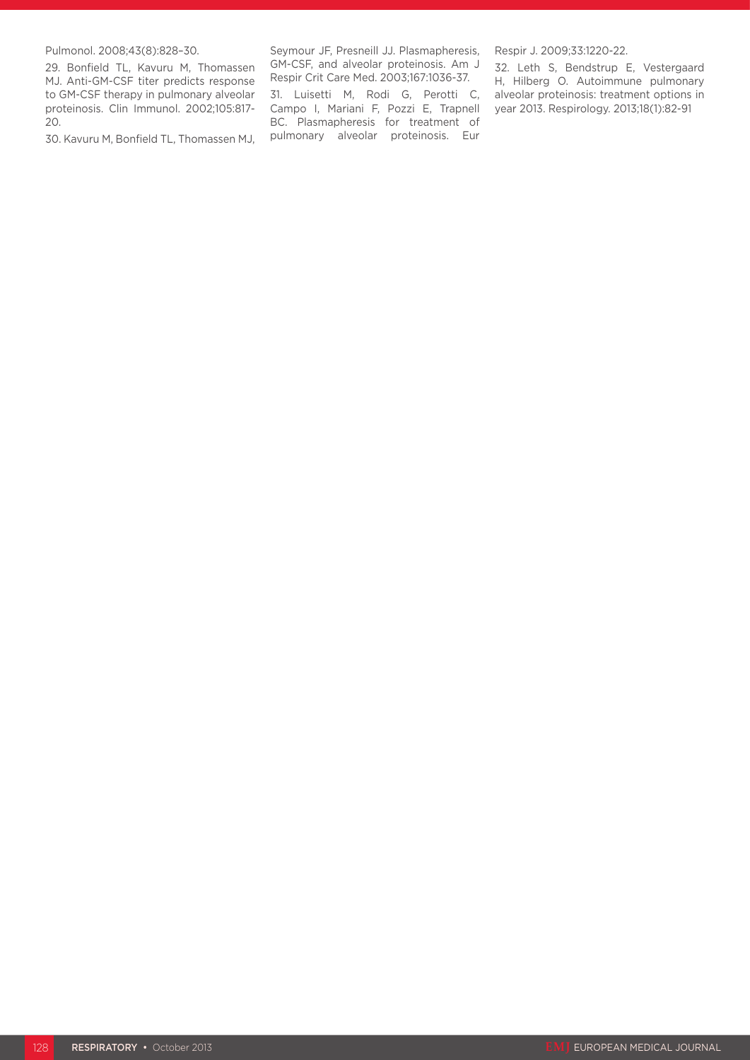Pulmonol. 2008;43(8):828–30.

29. Bonfield TL, Kavuru M, Thomassen MJ. Anti-GM-CSF titer predicts response to GM-CSF therapy in pulmonary alveolar proteinosis. Clin Immunol. 2002;105:817-20.

30. Kavuru M, Bonfield TL, Thomassen MJ, Seymour JF, Presneill JJ. Plasmapheresis, GM-CSF, and alveolar proteinosis. Am J Respir Crit Care Med. 2003;167:1036-37.

31. Luisetti M, Rodi G, Perotti C, Campo I, Mariani F, Pozzi E, Trapnell BC. Plasmapheresis for treatment of pulmonary alveolar proteinosis. Eur Respir J. 2009;33:1220-22.

32. Leth S, Bendstrup E, Vestergaard H, Hilberg O. Autoimmune pulmonary alveolar proteinosis: treatment options in year 2013. Respirology. 2013;18(1):82-91